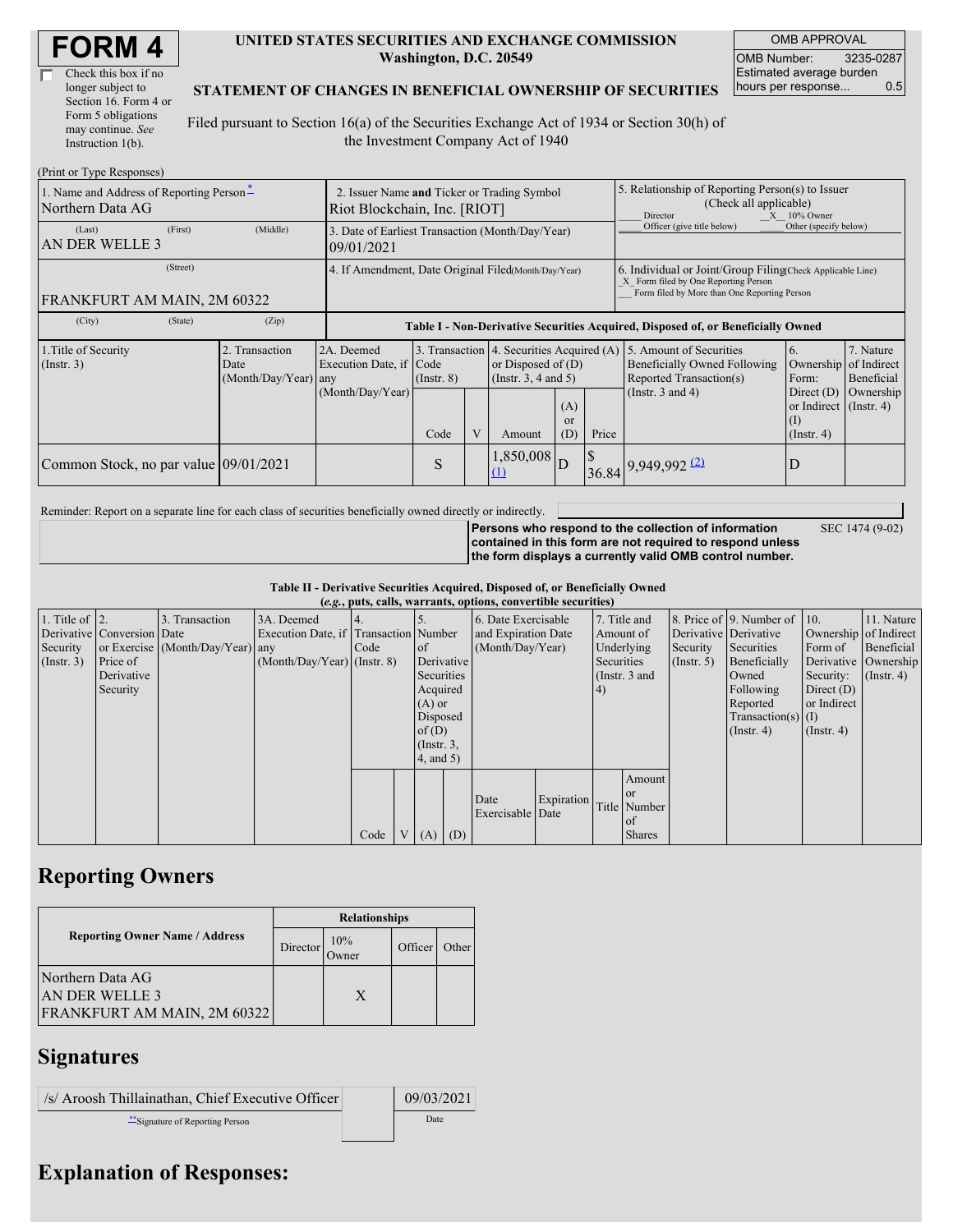# FORM 4

☐ Check this box if no longer subject to Section 16. Form 4 or Form 5 obligations may continue. *See* Instruction 1(b).

**UNITED STATES SECURITIES AND EXCHANGE COMMISSION**
**Washington, D.C. 20549**

**STATEMENT OF CHANGES IN BENEFICIAL OWNERSHIP OF SECURITIES**

Filed pursuant to Section 16(a) of the Securities Exchange Act of 1934 or Section 30(h) of the Investment Company Act of 1940

| OMB APPROVAL | |
|---|---|
| OMB Number: | 3235-0287 |
| Estimated average burden hours per response... | 0.5 |

(Print or Type Responses)

| | |
|---|---|
| 1. Name and Address of Reporting Person * Northern Data AG | 2. Issuer Name **and** Ticker or Trading Symbol Riot Blockchain, Inc. [RIOT] |
| (Last) (First) (Middle) AN DER WELLE 3 | 3. Date of Earliest Transaction (Month/Day/Year) 09/01/2021 |
| (Street) FRANKFURT AM MAIN, 2M 60322 | 4. If Amendment, Date Original Filed (Month/Day/Year) |
| (City) (State) (Zip) | |

5. Relationship of Reporting Person(s) to Issuer (Check all applicable)
___ Director _X_ 10% Owner
___ Officer (give title below) ___ Other (specify below)

6. Individual or Joint/Group Filing (Check Applicable Line)
_X_ Form filed by One Reporting Person
___ Form filed by More than One Reporting Person

**Table I - Non-Derivative Securities Acquired, Disposed of, or Beneficially Owned**

| 1.Title of Security (Instr. 3) | 2. Transaction Date (Month/Day/Year) | 2A. Deemed Execution Date, if any (Month/Day/Year) | 3. Transaction Code (Instr. 8) | | 4. Securities Acquired (A) or Disposed of (D) (Instr. 3, 4 and 5) | | | 5. Amount of Securities Beneficially Owned Following Reported Transaction(s) (Instr. 3 and 4) | 6. Ownership Form: Direct (D) or Indirect (I) (Instr. 4) | 7. Nature of Indirect Beneficial Ownership (Instr. 4) |
|---|---|---|---|---|---|---|---|---|---|---|
| | | | Code | V | Amount | (A) or (D) | Price | | | |
| Common Stock, no par value | 09/01/2021 | | S | | 1,850,008 (1) | D | $ 36.84 | 9,949,992 (2) | D | |

Reminder: Report on a separate line for each class of securities beneficially owned directly or indirectly.

**Persons who respond to the collection of information contained in this form are not required to respond unless the form displays a currently valid OMB control number.** SEC 1474 (9-02)

**Table II - Derivative Securities Acquired, Disposed of, or Beneficially Owned**
**(*e.g.*, puts, calls, warrants, options, convertible securities)**

| 1. Title of Derivative Security (Instr. 3) | 2. Conversion or Exercise Price of Derivative Security | 3. Transaction Date (Month/Day/Year) | 3A. Deemed Execution Date, if any (Month/Day/Year) | 4. Transaction Code (Instr. 8) | | 5. Number of Derivative Securities Acquired (A) or Disposed of (D) (Instr. 3, 4, and 5) | | 6. Date Exercisable and Expiration Date (Month/Day/Year) | | 7. Title and Amount of Underlying Securities (Instr. 3 and 4) | | 8. Price of Derivative Security (Instr. 5) | 9. Number of Derivative Securities Beneficially Owned Following Reported Transaction(s) (Instr. 4) | 10. Ownership Form of Derivative Security: Direct (D) or Indirect (I) (Instr. 4) | 11. Nature of Indirect Beneficial Ownership (Instr. 4) |
|---|---|---|---|---|---|---|---|---|---|---|---|---|---|---|---|
| | | | | Code | V | (A) | (D) | Date Exercisable | Expiration Date | Title | Amount or Number of Shares | | | | |

## Reporting Owners

| Reporting Owner Name / Address | Relationships | | | |
|---|---|---|---|---|
| | Director | 10% Owner | Officer | Other |
| Northern Data AG AN DER WELLE 3 FRANKFURT AM MAIN, 2M 60322 | | X | | |

## Signatures

| /s/ Aroosh Thillainathan, Chief Executive Officer | 09/03/2021 |
|---|---|
| ** Signature of Reporting Person | Date |

## Explanation of Responses: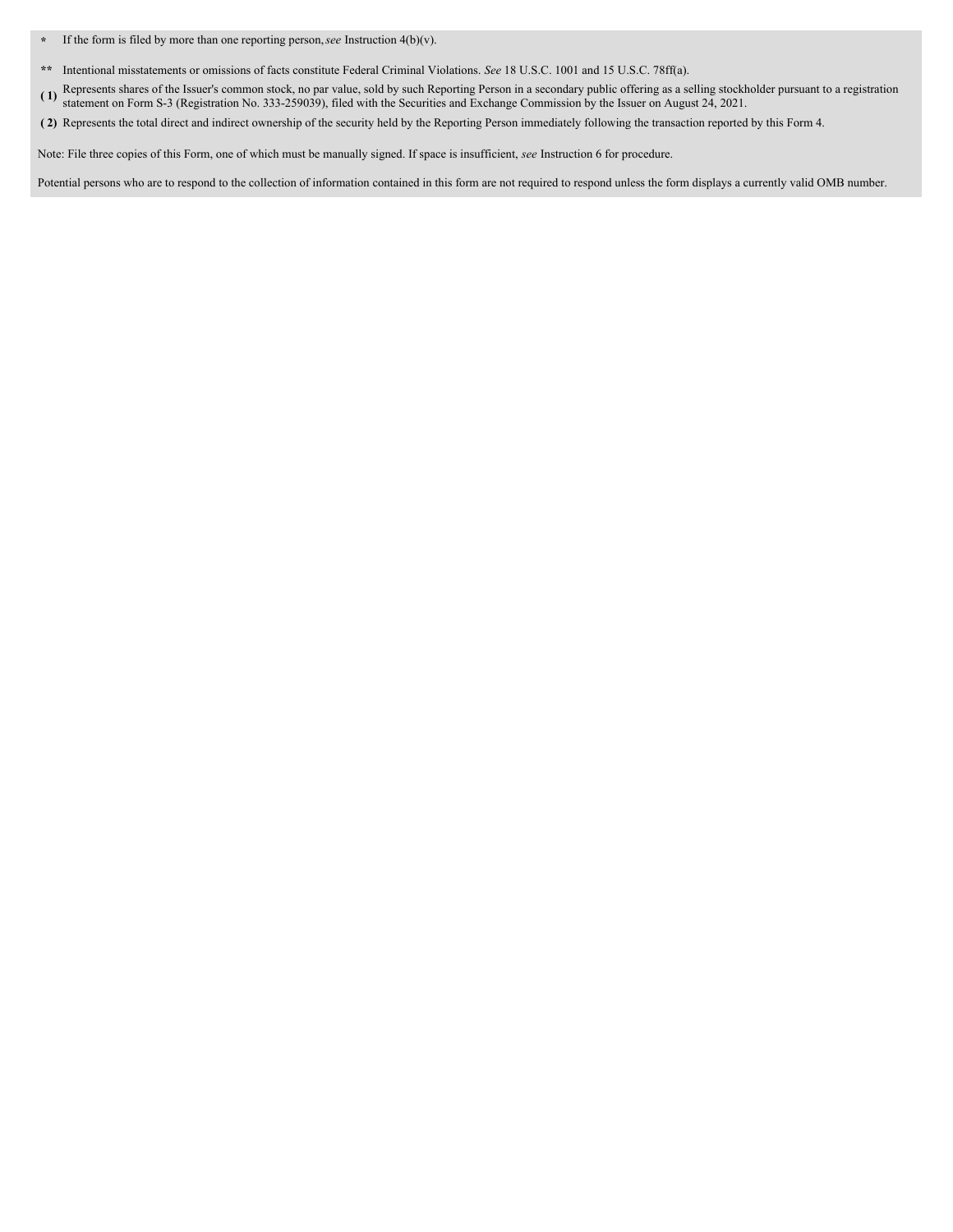\* If the form is filed by more than one reporting person, *see* Instruction 4(b)(v).

\*\* Intentional misstatements or omissions of facts constitute Federal Criminal Violations. *See* 18 U.S.C. 1001 and 15 U.S.C. 78ff(a).

**( 1)** Represents shares of the Issuer's common stock, no par value, sold by such Reporting Person in a secondary public offering as a selling stockholder pursuant to a registration statement on Form S-3 (Registration No. 333-259039), filed with the Securities and Exchange Commission by the Issuer on August 24, 2021.

**( 2)** Represents the total direct and indirect ownership of the security held by the Reporting Person immediately following the transaction reported by this Form 4.

Note: File three copies of this Form, one of which must be manually signed. If space is insufficient, *see* Instruction 6 for procedure.

Potential persons who are to respond to the collection of information contained in this form are not required to respond unless the form displays a currently valid OMB number.